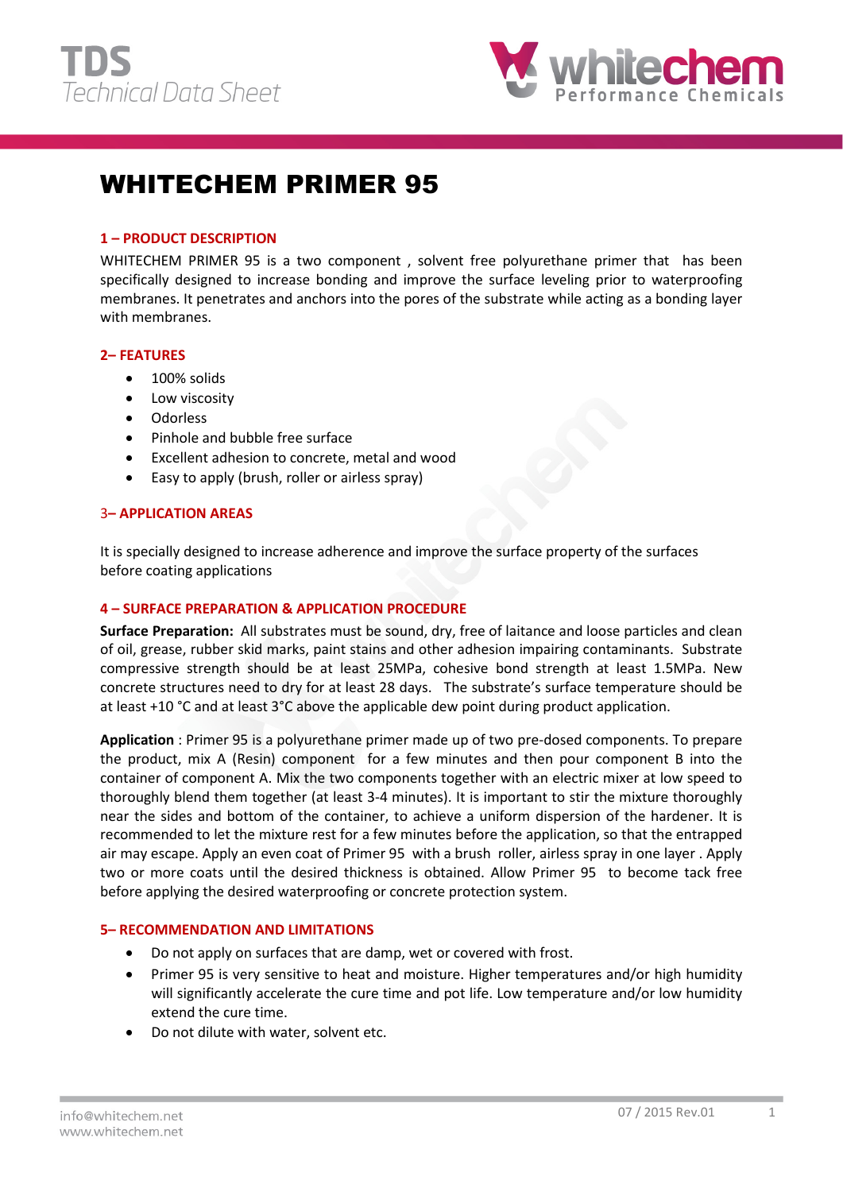# WHITECHEM PRIMER 95

## 1 – PRODUCT DESCRIPTION

WHITECHEM PRIMER 95 is a two component , solvent free polyurethane primer that has been specifically designed to increase bonding and improve the surface leveling prior to waterproofing membranes. It penetrates and anchors into the pores of the substrate while acting as a bonding layer with membranes.

## 2– FEATURES

- 100% solids
- Low viscosity
- Odorless
- Pinhole and bubble free surface
- Excellent adhesion to concrete, metal and wood
- Easy to apply (brush, roller or airless spray)

## 3– APPLICATION AREAS

It is specially designed to increase adherence and improve the surface property of the surfaces before coating applications

## 4 – SURFACE PREPARATION & APPLICATION PROCEDURE

**Surface Preparation:** All substrates must be sound, dry, free of laitance and loose particles and clean of oil, grease, rubber skid marks, paint stains and other adhesion impairing contaminants. Substrate compressive strength should be at least 25MPa, cohesive bond strength at least 1.5MPa. New concrete structures need to dry for at least 28 days. The substrate's surface temperature should be at least +10 °C and at least 3°C above the applicable dew point during product application.

**Application** : Primer 95 is a polyurethane primer made up of two pre-dosed components. To prepare the product, mix A (Resin) component for a few minutes and then pour component B into the container of component A. Mix the two components together with an electric mixer at low speed to thoroughly blend them together (at least 3-4 minutes). It is important to stir the mixture thoroughly near the sides and bottom of the container, to achieve a uniform dispersion of the hardener. It is recommended to let the mixture rest for a few minutes before the application, so that the entrapped air may escape. Apply an even coat of Primer 95 with a brush roller, airless spray in one layer . Apply two or more coats until the desired thickness is obtained. Allow Primer 95 to become tack free before applying the desired waterproofing or concrete protection system.

## 5– RECOMMENDATION AND LIMITATIONS

- Do not apply on surfaces that are damp, wet or covered with frost.
- Primer 95 is very sensitive to heat and moisture. Higher temperatures and/or high humidity will significantly accelerate the cure time and pot life. Low temperature and/or low humidity extend the cure time.
- Do not dilute with water, solvent etc.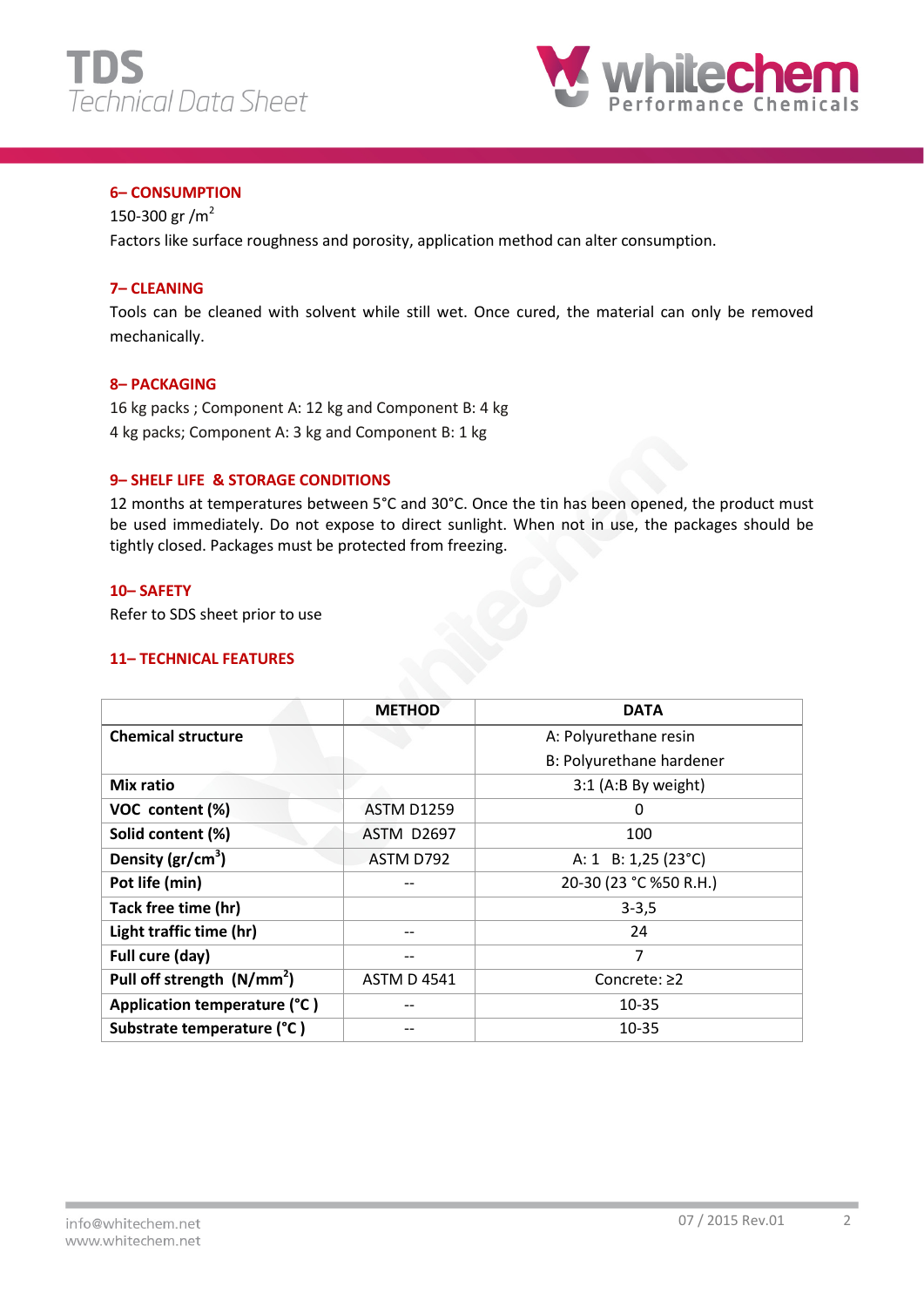## 6– CONSUMPTION

150-300 gr /m$^2$

Factors like surface roughness and porosity, application method can alter consumption.

## 7– CLEANING

Tools can be cleaned with solvent while still wet. Once cured, the material can only be removed mechanically.

## 8– PACKAGING

16 kg packs ; Component A: 12 kg and Component B: 4 kg

4 kg packs; Component A: 3 kg and Component B: 1 kg

## 9– SHELF LIFE & STORAGE CONDITIONS

12 months at temperatures between 5°C and 30°C. Once the tin has been opened, the product must be used immediately. Do not expose to direct sunlight. When not in use, the packages should be tightly closed. Packages must be protected from freezing.

## 10– SAFETY

Refer to SDS sheet prior to use

## 11– TECHNICAL FEATURES

| | METHOD | DATA |
|---|---|---|
| **Chemical structure** | | A: Polyurethane resin<br>B: Polyurethane hardener |
| **Mix ratio** | | 3:1 (A:B By weight) |
| **VOC content (%)** | ASTM D1259 | 0 |
| **Solid content (%)** | ASTM D2697 | 100 |
| **Density (gr/cm$^3$)** | ASTM D792 | A: 1 B: 1,25 (23°C) |
| **Pot life (min)** | -- | 20-30 (23 °C %50 R.H.) |
| **Tack free time (hr)** | | 3-3,5 |
| **Light traffic time (hr)** | -- | 24 |
| **Full cure (day)** | -- | 7 |
| **Pull off strength (N/mm$^2$)** | ASTM D 4541 | Concrete: ≥2 |
| **Application temperature (°C )** | -- | 10-35 |
| **Substrate temperature (°C )** | -- | 10-35 |